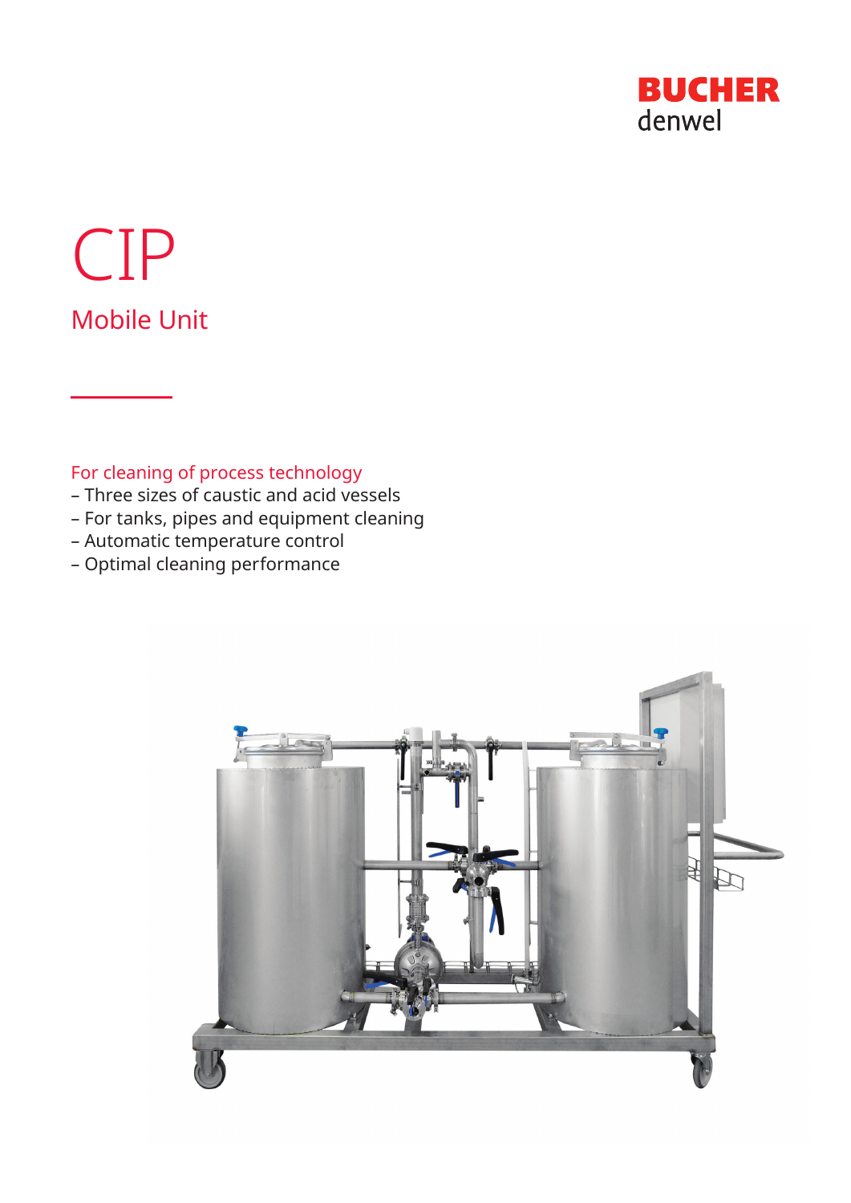BUCHER
denwel

# CIP

## Mobile Unit

For cleaning of process technology

- Three sizes of caustic and acid vessels
- For tanks, pipes and equipment cleaning
- Automatic temperature control
- Optimal cleaning performance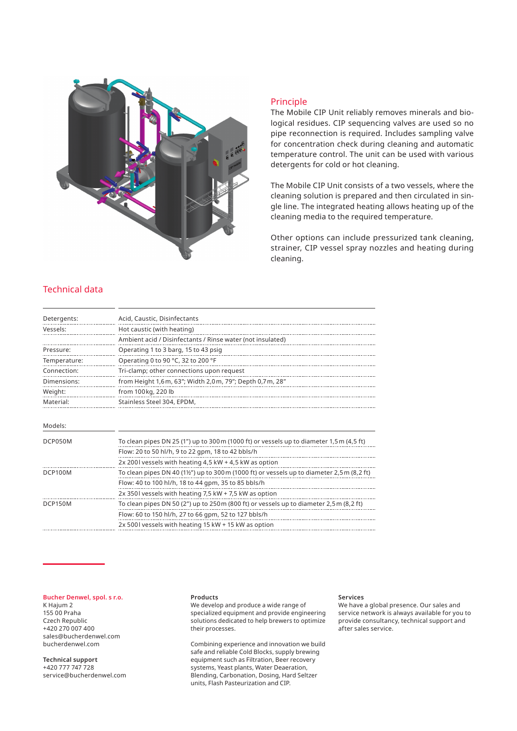## Principle

The Mobile CIP Unit reliably removes minerals and biological residues. CIP sequencing valves are used so no pipe reconnection is required. Includes sampling valve for concentration check during cleaning and automatic temperature control. The unit can be used with various detergents for cold or hot cleaning.

The Mobile CIP Unit consists of a two vessels, where the cleaning solution is prepared and then circulated in single line. The integrated heating allows heating up of the cleaning media to the required temperature.

Other options can include pressurized tank cleaning, strainer, CIP vessel spray nozzles and heating during cleaning.

## Technical data

| | |
|---|---|
| Detergents: | Acid, Caustic, Disinfectants |
| Vessels: | Hot caustic (with heating) |
| | Ambient acid / Disinfectants / Rinse water (not insulated) |
| Pressure: | Operating 1 to 3 barg, 15 to 43 psig |
| Temperature: | Operating 0 to 90 °C, 32 to 200 °F |
| Connection: | Tri-clamp; other connections upon request |
| Dimensions: | from Height 1,6 m, 63"; Width 2,0 m, 79"; Depth 0,7 m, 28" |
| Weight: | from 100 kg, 220 lb |
| Material: | Stainless Steel 304, EPDM, |

| Models: | |
|---|---|
| DCP050M | To clean pipes DN 25 (1") up to 300 m (1000 ft) or vessels up to diameter 1,5 m (4,5 ft) |
| | Flow: 20 to 50 hl/h, 9 to 22 gpm, 18 to 42 bbls/h |
| | 2x 200 l vessels with heating 4,5 kW + 4,5 kW as option |
| DCP100M | To clean pipes DN 40 (1½") up to 300 m (1000 ft) or vessels up to diameter 2,5 m (8,2 ft) |
| | Flow: 40 to 100 hl/h, 18 to 44 gpm, 35 to 85 bbls/h |
| | 2x 350 l vessels with heating 7,5 kW + 7,5 kW as option |
| DCP150M | To clean pipes DN 50 (2") up to 250 m (800 ft) or vessels up to diameter 2,5 m (8,2 ft) |
| | Flow: 60 to 150 hl/h, 27 to 66 gpm, 52 to 127 bbls/h |
| | 2x 500 l vessels with heating 15 kW + 15 kW as option |

**Bucher Denwel, spol. s r.o.**
K Hajum 2
155 00 Praha
Czech Republic
+420 270 007 400
sales@bucherdenwel.com
bucherdenwel.com

**Technical support**
+420 777 747 728
service@bucherdenwel.com

**Products**
We develop and produce a wide range of specialized equipment and provide engineering solutions dedicated to help brewers to optimize their processes.

Combining experience and innovation we build safe and reliable Cold Blocks, supply brewing equipment such as Filtration, Beer recovery systems, Yeast plants, Water Deaeration, Blending, Carbonation, Dosing, Hard Seltzer units, Flash Pasteurization and CIP.

**Services**
We have a global presence. Our sales and service network is always available for you to provide consultancy, technical support and after sales service.